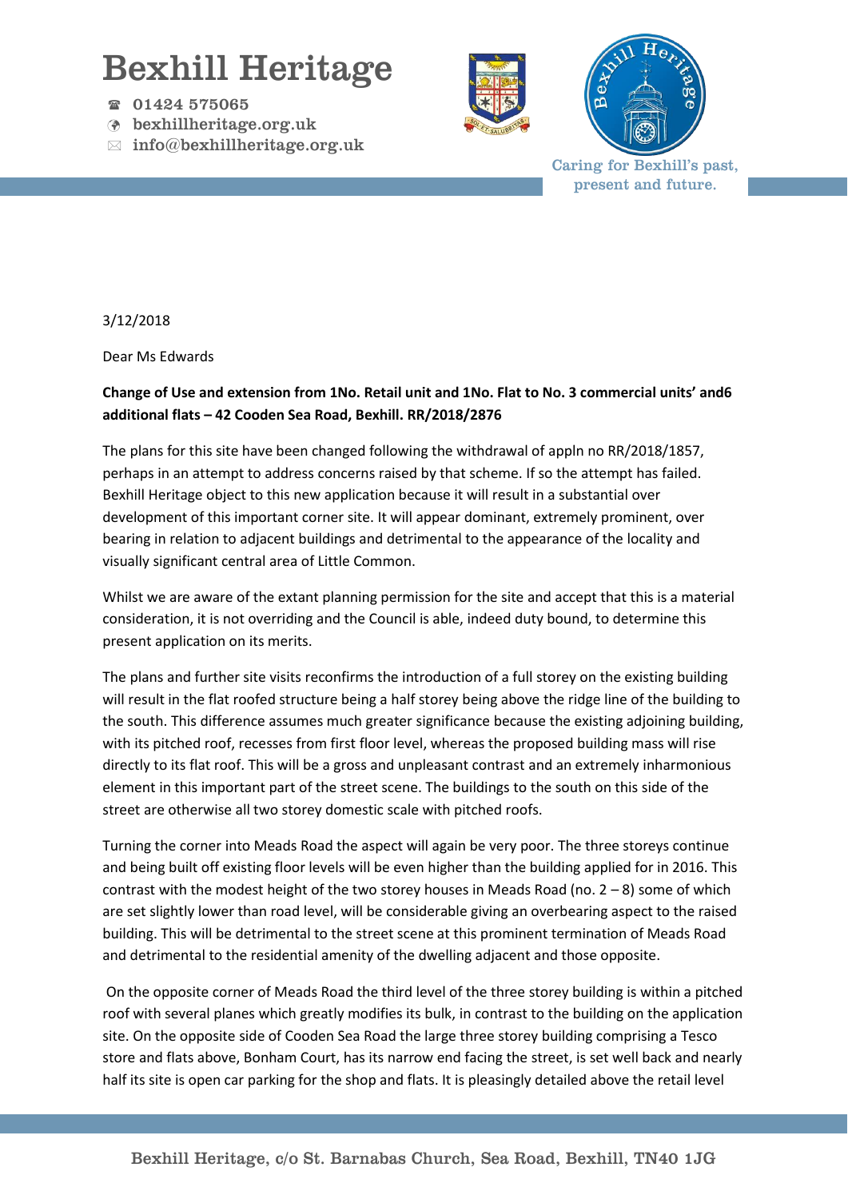# Bexhill Heritage

☎ 01424 575065
bexhillheritage.org.uk
info@bexhillheritage.org.uk

Caring for Bexhill's past, present and future.

3/12/2018

Dear Ms Edwards

**Change of Use and extension from 1No. Retail unit and 1No. Flat to No. 3 commercial units' and6 additional flats – 42 Cooden Sea Road, Bexhill. RR/2018/2876**

The plans for this site have been changed following the withdrawal of appln no RR/2018/1857, perhaps in an attempt to address concerns raised by that scheme. If so the attempt has failed. Bexhill Heritage object to this new application because it will result in a substantial over development of this important corner site. It will appear dominant, extremely prominent, over bearing in relation to adjacent buildings and detrimental to the appearance of the locality and visually significant central area of Little Common.

Whilst we are aware of the extant planning permission for the site and accept that this is a material consideration, it is not overriding and the Council is able, indeed duty bound, to determine this present application on its merits.

The plans and further site visits reconfirms the introduction of a full storey on the existing building will result in the flat roofed structure being a half storey being above the ridge line of the building to the south. This difference assumes much greater significance because the existing adjoining building, with its pitched roof, recesses from first floor level, whereas the proposed building mass will rise directly to its flat roof. This will be a gross and unpleasant contrast and an extremely inharmonious element in this important part of the street scene. The buildings to the south on this side of the street are otherwise all two storey domestic scale with pitched roofs.

Turning the corner into Meads Road the aspect will again be very poor. The three storeys continue and being built off existing floor levels will be even higher than the building applied for in 2016. This contrast with the modest height of the two storey houses in Meads Road (no. 2 – 8) some of which are set slightly lower than road level, will be considerable giving an overbearing aspect to the raised building. This will be detrimental to the street scene at this prominent termination of Meads Road and detrimental to the residential amenity of the dwelling adjacent and those opposite.

On the opposite corner of Meads Road the third level of the three storey building is within a pitched roof with several planes which greatly modifies its bulk, in contrast to the building on the application site. On the opposite side of Cooden Sea Road the large three storey building comprising a Tesco store and flats above, Bonham Court, has its narrow end facing the street, is set well back and nearly half its site is open car parking for the shop and flats. It is pleasingly detailed above the retail level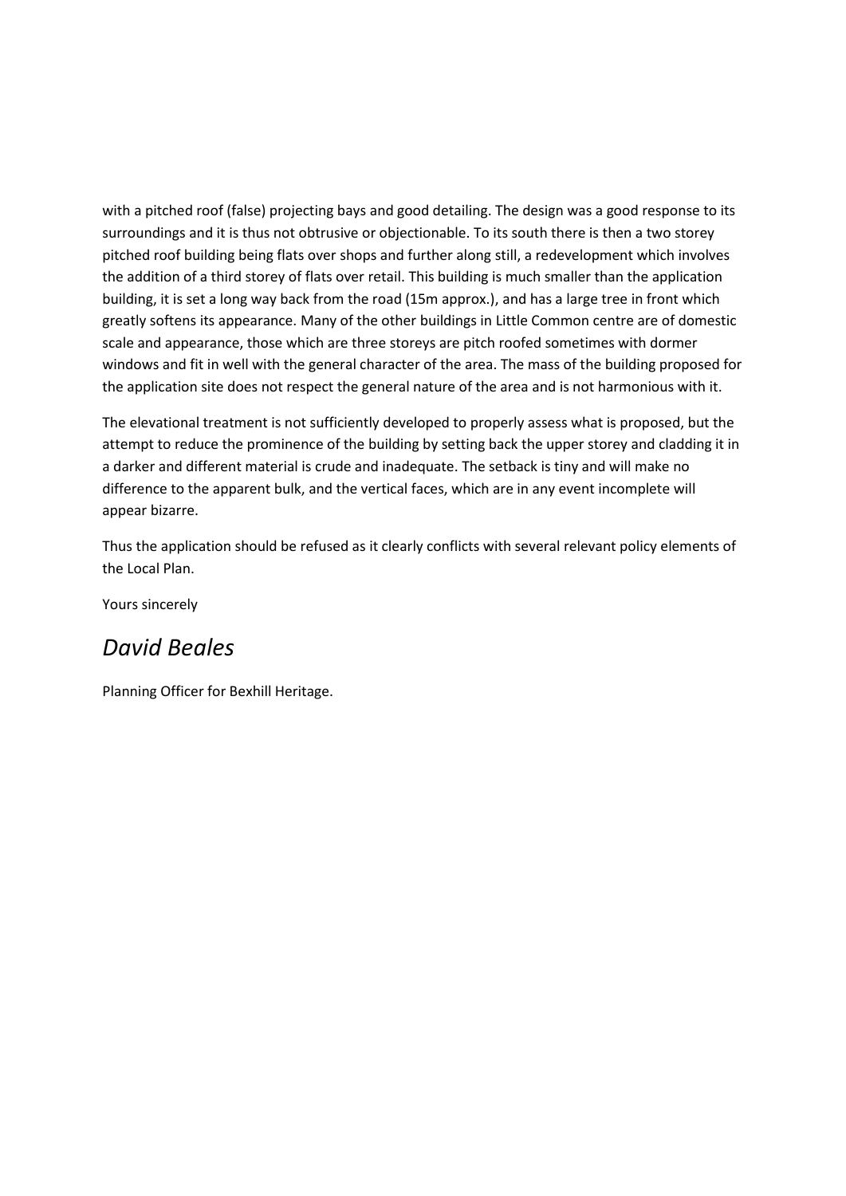with a pitched roof (false) projecting bays and good detailing. The design was a good response to its surroundings and it is thus not obtrusive or objectionable. To its south there is then a two storey pitched roof building being flats over shops and further along still, a redevelopment which involves the addition of a third storey of flats over retail. This building is much smaller than the application building, it is set a long way back from the road (15m approx.), and has a large tree in front which greatly softens its appearance. Many of the other buildings in Little Common centre are of domestic scale and appearance, those which are three storeys are pitch roofed sometimes with dormer windows and fit in well with the general character of the area. The mass of the building proposed for the application site does not respect the general nature of the area and is not harmonious with it.

The elevational treatment is not sufficiently developed to properly assess what is proposed, but the attempt to reduce the prominence of the building by setting back the upper storey and cladding it in a darker and different material is crude and inadequate. The setback is tiny and will make no difference to the apparent bulk, and the vertical faces, which are in any event incomplete will appear bizarre.

Thus the application should be refused as it clearly conflicts with several relevant policy elements of the Local Plan.

Yours sincerely

*David Beales*

Planning Officer for Bexhill Heritage.